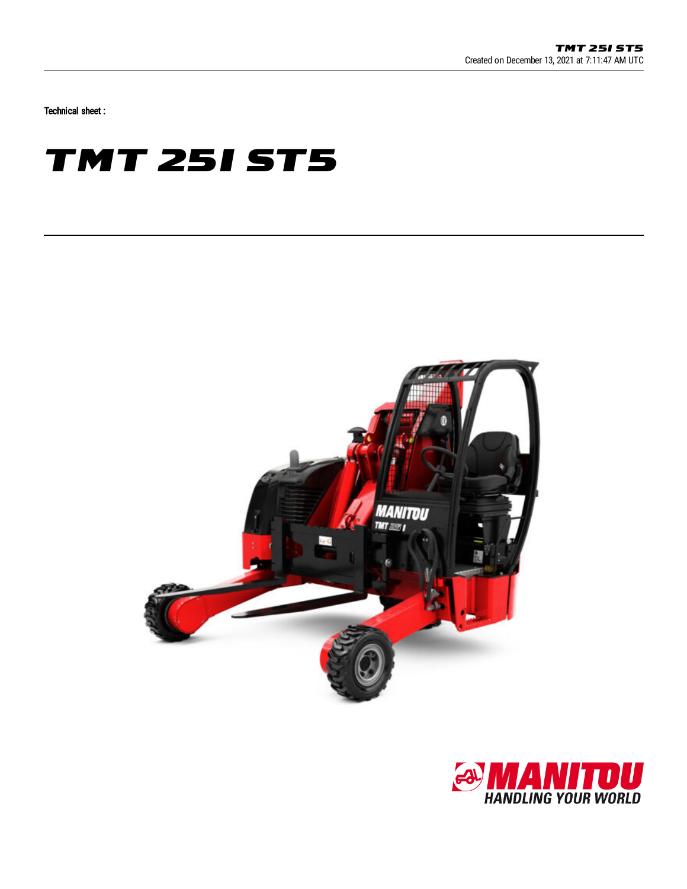Technical sheet :

# TMT 25I ST5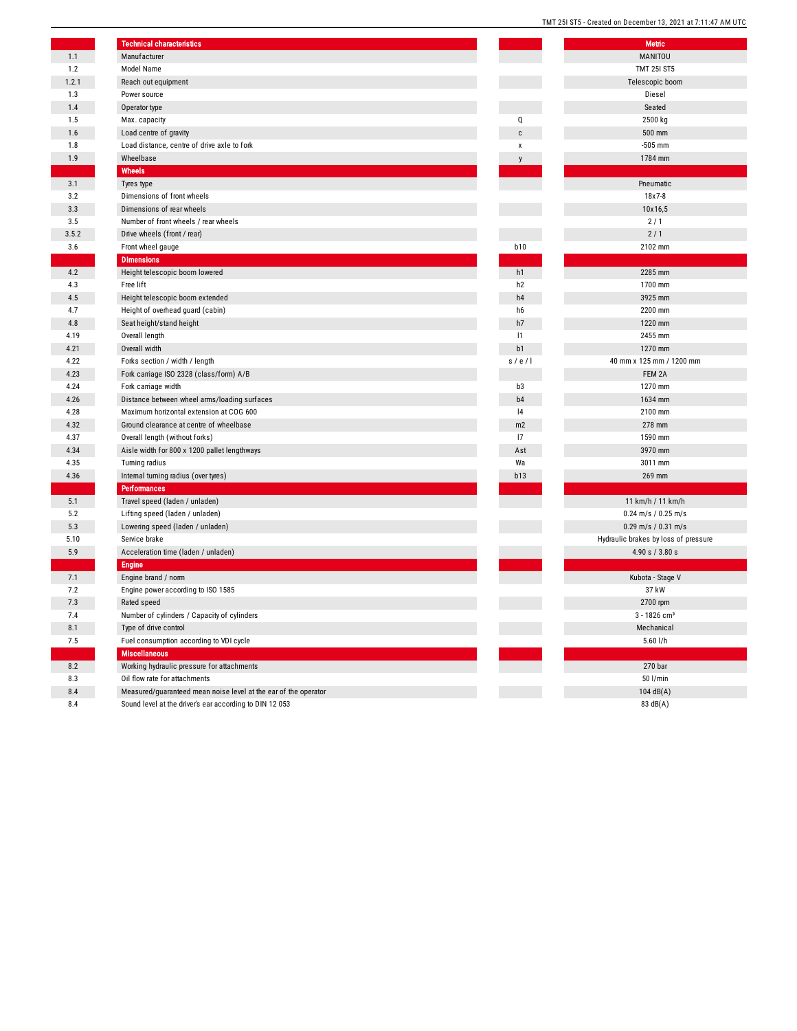| | Technical characteristics | | Metric |
|---|---|---|---|
| 1.1 | Manufacturer | | MANITOU |
| 1.2 | Model Name | | TMT 25I ST5 |
| 1.2.1 | Reach out equipment | | Telescopic boom |
| 1.3 | Power source | | Diesel |
| 1.4 | Operator type | | Seated |
| 1.5 | Max. capacity | Q | 2500 kg |
| 1.6 | Load centre of gravity | c | 500 mm |
| 1.8 | Load distance, centre of drive axle to fork | x | -505 mm |
| 1.9 | Wheelbase | y | 1784 mm |
| | **Wheels** | | |
| 3.1 | Tyres type | | Pneumatic |
| 3.2 | Dimensions of front wheels | | 18x7-8 |
| 3.3 | Dimensions of rear wheels | | 10x16,5 |
| 3.5 | Number of front wheels / rear wheels | | 2 / 1 |
| 3.5.2 | Drive wheels (front / rear) | | 2 / 1 |
| 3.6 | Front wheel gauge | b10 | 2102 mm |
| | **Dimensions** | | |
| 4.2 | Height telescopic boom lowered | h1 | 2285 mm |
| 4.3 | Free lift | h2 | 1700 mm |
| 4.5 | Height telescopic boom extended | h4 | 3925 mm |
| 4.7 | Height of overhead guard (cabin) | h6 | 2200 mm |
| 4.8 | Seat height/stand height | h7 | 1220 mm |
| 4.19 | Overall length | l1 | 2455 mm |
| 4.21 | Overall width | b1 | 1270 mm |
| 4.22 | Forks section / width / length | s / e / l | 40 mm x 125 mm / 1200 mm |
| 4.23 | Fork carriage ISO 2328 (class/form) A/B | | FEM 2A |
| 4.24 | Fork carriage width | b3 | 1270 mm |
| 4.26 | Distance between wheel arms/loading surfaces | b4 | 1634 mm |
| 4.28 | Maximum horizontal extension at COG 600 | l4 | 2100 mm |
| 4.32 | Ground clearance at centre of wheelbase | m2 | 278 mm |
| 4.37 | Overall length (without forks) | l7 | 1590 mm |
| 4.34 | Aisle width for 800 x 1200 pallet lengthways | Ast | 3970 mm |
| 4.35 | Turning radius | Wa | 3011 mm |
| 4.36 | Internal turning radius (over tyres) | b13 | 269 mm |
| | **Performances** | | |
| 5.1 | Travel speed (laden / unladen) | | 11 km/h / 11 km/h |
| 5.2 | Lifting speed (laden / unladen) | | 0.24 m/s / 0.25 m/s |
| 5.3 | Lowering speed (laden / unladen) | | 0.29 m/s / 0.31 m/s |
| 5.10 | Service brake | | Hydraulic brakes by loss of pressure |
| 5.9 | Acceleration time (laden / unladen) | | 4.90 s / 3.80 s |
| | **Engine** | | |
| 7.1 | Engine brand / norm | | Kubota - Stage V |
| 7.2 | Engine power according to ISO 1585 | | 37 kW |
| 7.3 | Rated speed | | 2700 rpm |
| 7.4 | Number of cylinders / Capacity of cylinders | | 3 - 1826 cm³ |
| 8.1 | Type of drive control | | Mechanical |
| 7.5 | Fuel consumption according to VDI cycle | | 5.60 l/h |
| | **Miscellaneous** | | |
| 8.2 | Working hydraulic pressure for attachments | | 270 bar |
| 8.3 | Oil flow rate for attachments | | 50 l/min |
| 8.4 | Measured/guaranteed mean noise level at the ear of the operator | | 104 dB(A) |
| 8.4 | Sound level at the driver's ear according to DIN 12 053 | | 83 dB(A) |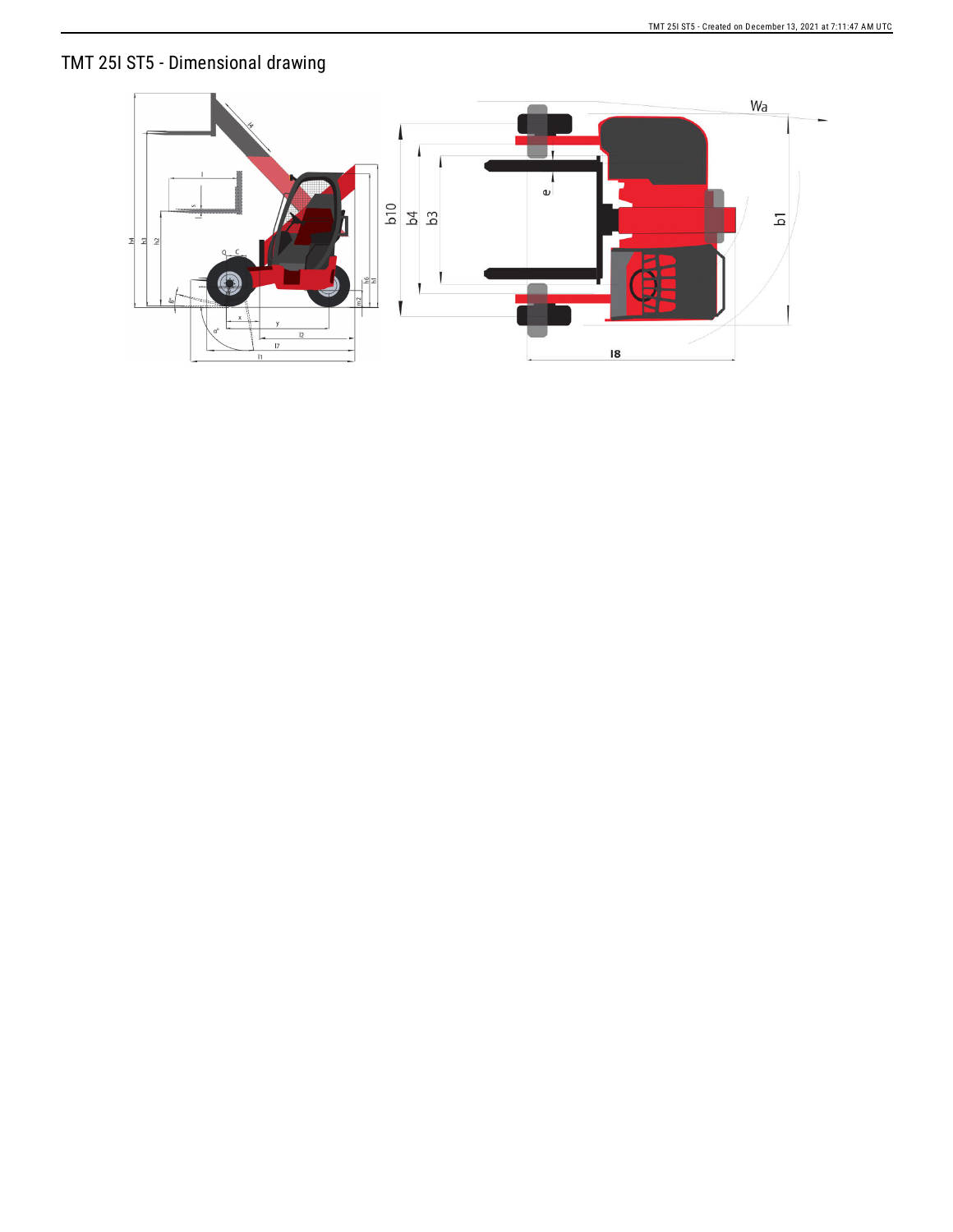# TMT 25I ST5 - Dimensional drawing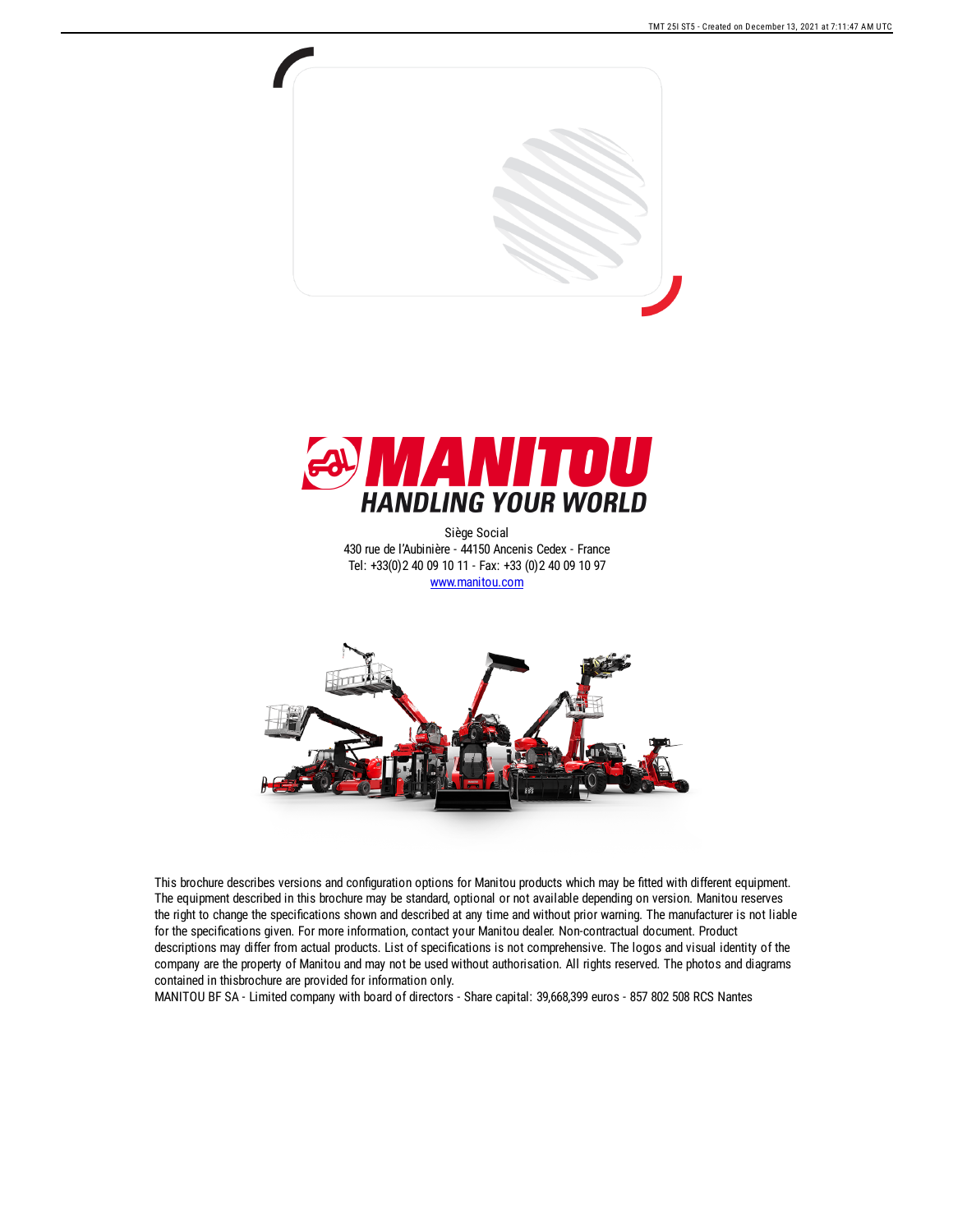MANITOU

HANDLING YOUR WORLD

Siège Social
430 rue de l'Aubinière - 44150 Ancenis Cedex - France
Tel: +33(0)2 40 09 10 11 - Fax: +33 (0)2 40 09 10 97
www.manitou.com

This brochure describes versions and configuration options for Manitou products which may be fitted with different equipment. The equipment described in this brochure may be standard, optional or not available depending on version. Manitou reserves the right to change the specifications shown and described at any time and without prior warning. The manufacturer is not liable for the specifications given. For more information, contact your Manitou dealer. Non-contractual document. Product descriptions may differ from actual products. List of specifications is not comprehensive. The logos and visual identity of the company are the property of Manitou and may not be used without authorisation. All rights reserved. The photos and diagrams contained in thisbrochure are provided for information only.
MANITOU BF SA - Limited company with board of directors - Share capital: 39,668,399 euros - 857 802 508 RCS Nantes